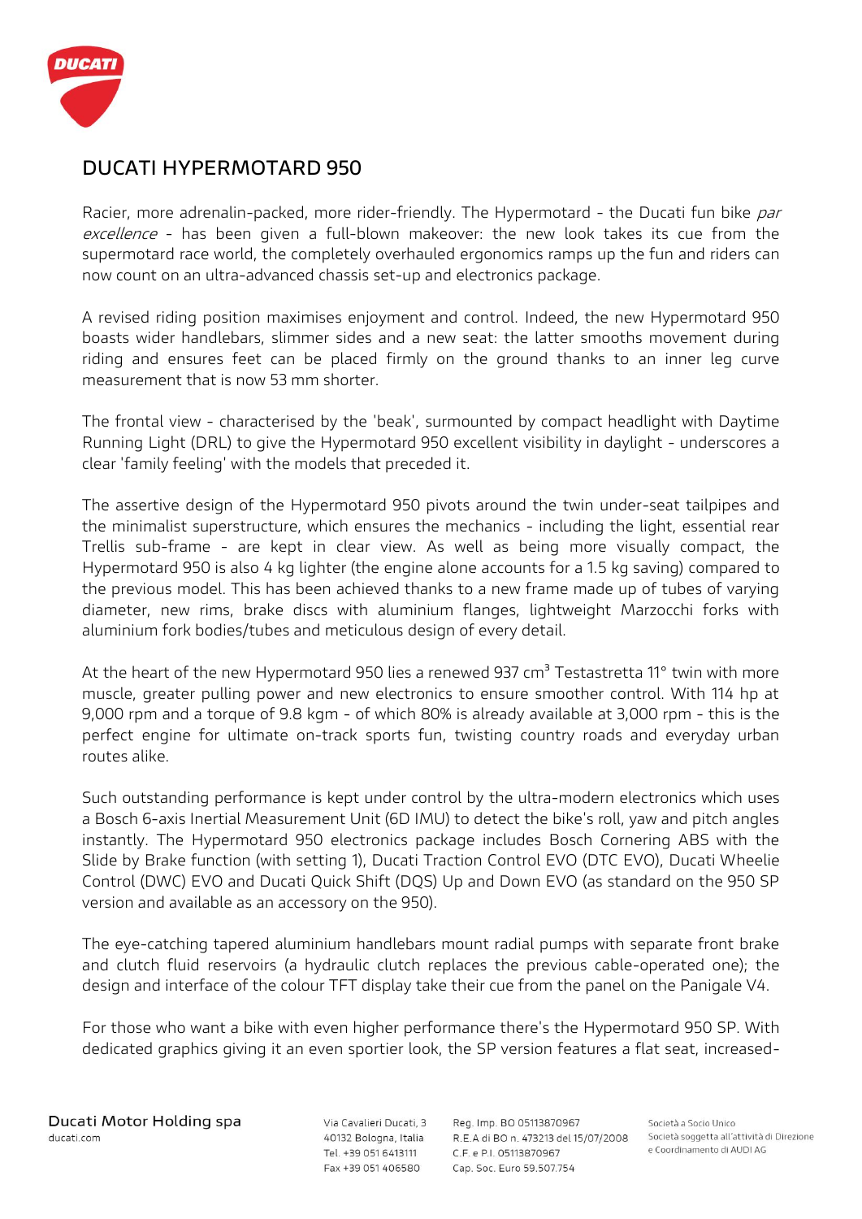# DUCATI HYPERMOTARD 950

Racier, more adrenalin-packed, more rider-friendly. The Hypermotard - the Ducati fun bike *par excellence* - has been given a full-blown makeover: the new look takes its cue from the supermotard race world, the completely overhauled ergonomics ramps up the fun and riders can now count on an ultra-advanced chassis set-up and electronics package.

A revised riding position maximises enjoyment and control. Indeed, the new Hypermotard 950 boasts wider handlebars, slimmer sides and a new seat: the latter smooths movement during riding and ensures feet can be placed firmly on the ground thanks to an inner leg curve measurement that is now 53 mm shorter.

The frontal view - characterised by the 'beak', surmounted by compact headlight with Daytime Running Light (DRL) to give the Hypermotard 950 excellent visibility in daylight - underscores a clear 'family feeling' with the models that preceded it.

The assertive design of the Hypermotard 950 pivots around the twin under-seat tailpipes and the minimalist superstructure, which ensures the mechanics - including the light, essential rear Trellis sub-frame - are kept in clear view. As well as being more visually compact, the Hypermotard 950 is also 4 kg lighter (the engine alone accounts for a 1.5 kg saving) compared to the previous model. This has been achieved thanks to a new frame made up of tubes of varying diameter, new rims, brake discs with aluminium flanges, lightweight Marzocchi forks with aluminium fork bodies/tubes and meticulous design of every detail.

At the heart of the new Hypermotard 950 lies a renewed 937 $cm^3$ Testastretta 11° twin with more muscle, greater pulling power and new electronics to ensure smoother control. With 114 hp at 9,000 rpm and a torque of 9.8 kgm - of which 80% is already available at 3,000 rpm - this is the perfect engine for ultimate on-track sports fun, twisting country roads and everyday urban routes alike.

Such outstanding performance is kept under control by the ultra-modern electronics which uses a Bosch 6-axis Inertial Measurement Unit (6D IMU) to detect the bike's roll, yaw and pitch angles instantly. The Hypermotard 950 electronics package includes Bosch Cornering ABS with the Slide by Brake function (with setting 1), Ducati Traction Control EVO (DTC EVO), Ducati Wheelie Control (DWC) EVO and Ducati Quick Shift (DQS) Up and Down EVO (as standard on the 950 SP version and available as an accessory on the 950).

The eye-catching tapered aluminium handlebars mount radial pumps with separate front brake and clutch fluid reservoirs (a hydraulic clutch replaces the previous cable-operated one); the design and interface of the colour TFT display take their cue from the panel on the Panigale V4.

For those who want a bike with even higher performance there's the Hypermotard 950 SP. With dedicated graphics giving it an even sportier look, the SP version features a flat seat, increased-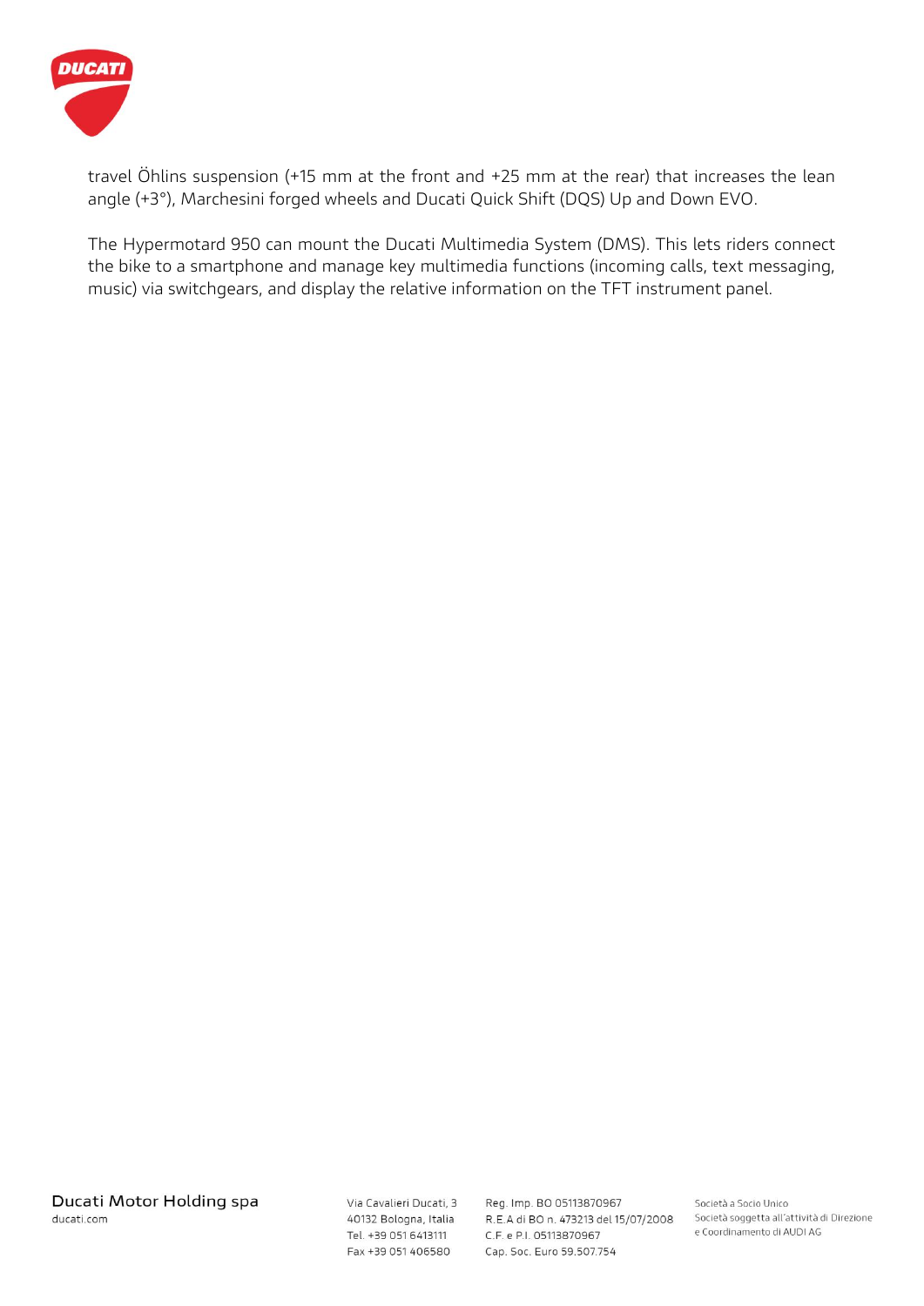travel Öhlins suspension (+15 mm at the front and +25 mm at the rear) that increases the lean angle (+3°), Marchesini forged wheels and Ducati Quick Shift (DQS) Up and Down EVO.

The Hypermotard 950 can mount the Ducati Multimedia System (DMS). This lets riders connect the bike to a smartphone and manage key multimedia functions (incoming calls, text messaging, music) via switchgears, and display the relative information on the TFT instrument panel.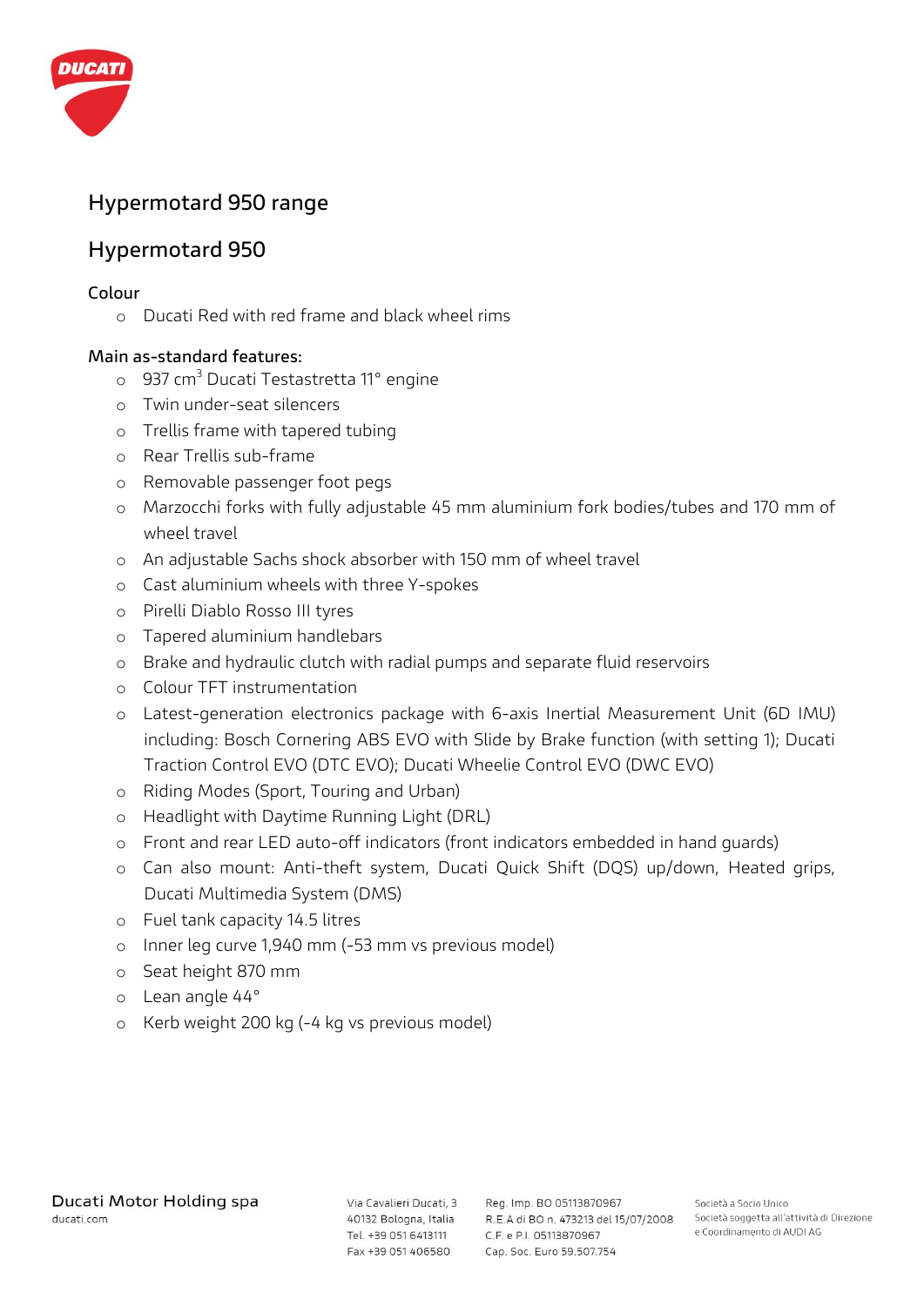## Hypermotard 950 range

## Hypermotard 950

### Colour

- Ducati Red with red frame and black wheel rims

### Main as-standard features:

- 937 $cm^3$ Ducati Testastretta 11° engine
- Twin under-seat silencers
- Trellis frame with tapered tubing
- Rear Trellis sub-frame
- Removable passenger foot pegs
- Marzocchi forks with fully adjustable 45 mm aluminium fork bodies/tubes and 170 mm of wheel travel
- An adjustable Sachs shock absorber with 150 mm of wheel travel
- Cast aluminium wheels with three Y-spokes
- Pirelli Diablo Rosso III tyres
- Tapered aluminium handlebars
- Brake and hydraulic clutch with radial pumps and separate fluid reservoirs
- Colour TFT instrumentation
- Latest-generation electronics package with 6-axis Inertial Measurement Unit (6D IMU) including: Bosch Cornering ABS EVO with Slide by Brake function (with setting 1); Ducati Traction Control EVO (DTC EVO); Ducati Wheelie Control EVO (DWC EVO)
- Riding Modes (Sport, Touring and Urban)
- Headlight with Daytime Running Light (DRL)
- Front and rear LED auto-off indicators (front indicators embedded in hand guards)
- Can also mount: Anti-theft system, Ducati Quick Shift (DQS) up/down, Heated grips, Ducati Multimedia System (DMS)
- Fuel tank capacity 14.5 litres
- Inner leg curve 1,940 mm (-53 mm vs previous model)
- Seat height 870 mm
- Lean angle 44°
- Kerb weight 200 kg (-4 kg vs previous model)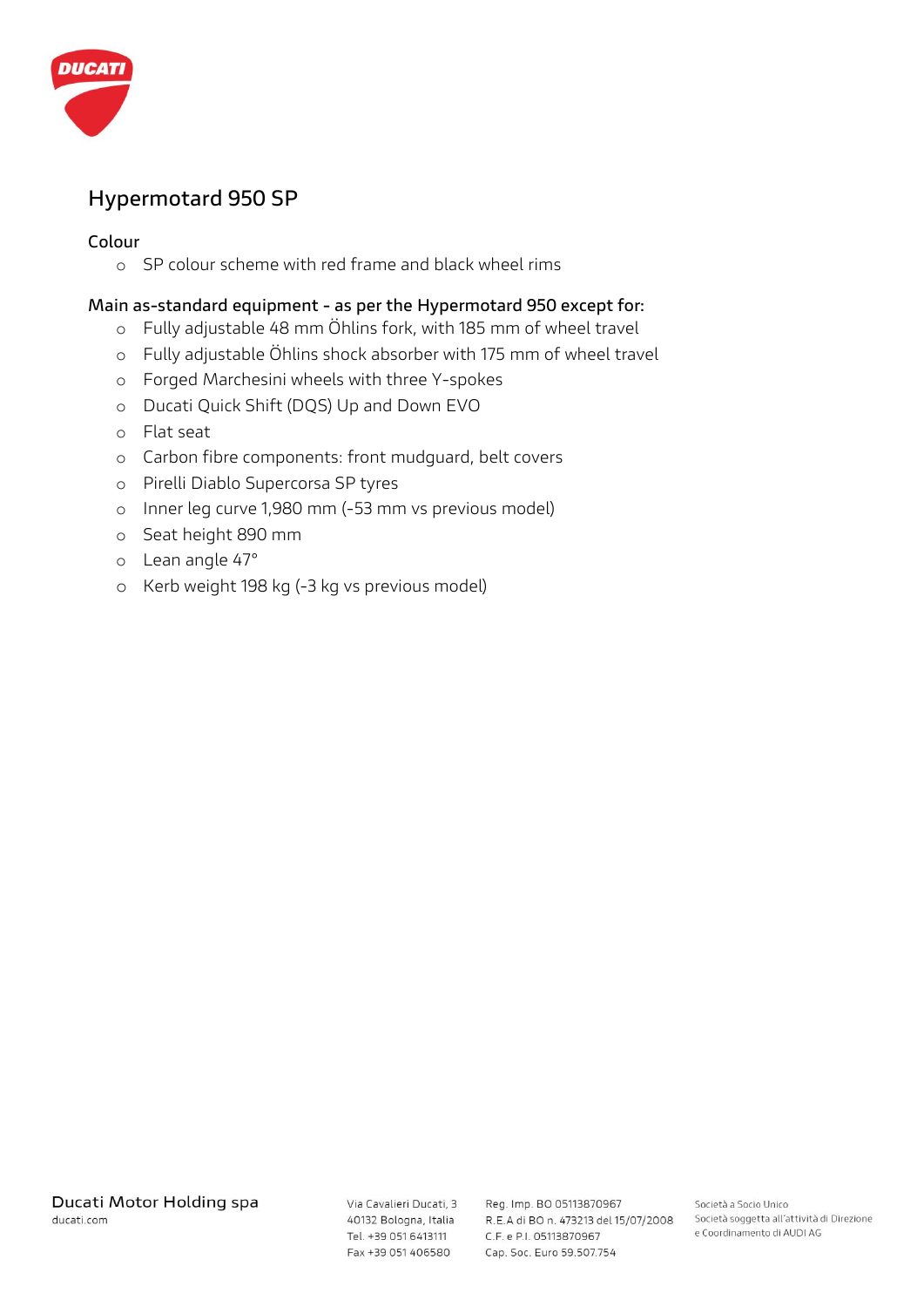# Hypermotard 950 SP

## Colour

- SP colour scheme with red frame and black wheel rims

## Main as-standard equipment - as per the Hypermotard 950 except for:

- Fully adjustable 48 mm Öhlins fork, with 185 mm of wheel travel
- Fully adjustable Öhlins shock absorber with 175 mm of wheel travel
- Forged Marchesini wheels with three Y-spokes
- Ducati Quick Shift (DQS) Up and Down EVO
- Flat seat
- Carbon fibre components: front mudguard, belt covers
- Pirelli Diablo Supercorsa SP tyres
- Inner leg curve 1,980 mm (-53 mm vs previous model)
- Seat height 890 mm
- Lean angle 47°
- Kerb weight 198 kg (-3 kg vs previous model)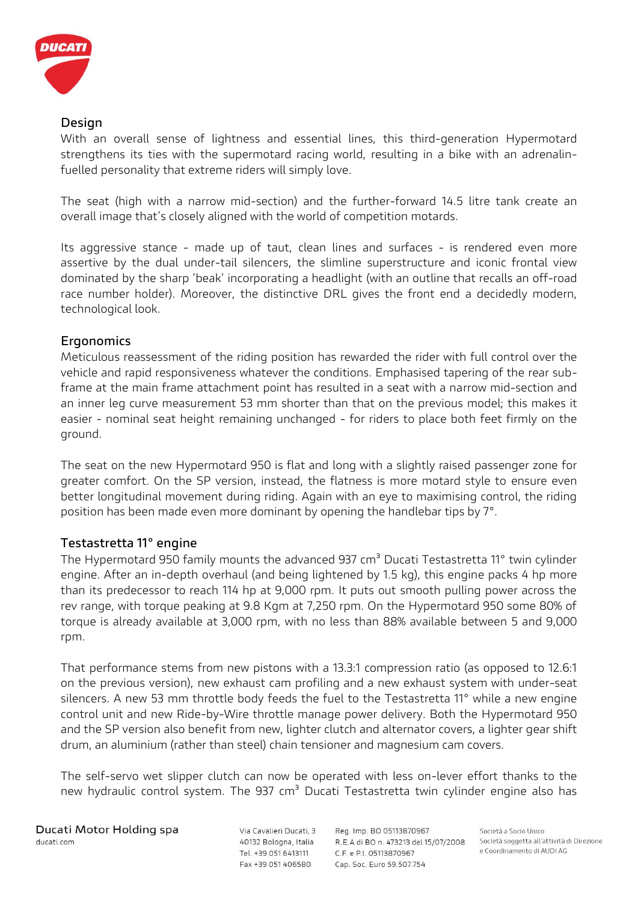## Design

With an overall sense of lightness and essential lines, this third-generation Hypermotard strengthens its ties with the supermotard racing world, resulting in a bike with an adrenalin-fuelled personality that extreme riders will simply love.

The seat (high with a narrow mid-section) and the further-forward 14.5 litre tank create an overall image that's closely aligned with the world of competition motards.

Its aggressive stance - made up of taut, clean lines and surfaces - is rendered even more assertive by the dual under-tail silencers, the slimline superstructure and iconic frontal view dominated by the sharp 'beak' incorporating a headlight (with an outline that recalls an off-road race number holder). Moreover, the distinctive DRL gives the front end a decidedly modern, technological look.

## Ergonomics

Meticulous reassessment of the riding position has rewarded the rider with full control over the vehicle and rapid responsiveness whatever the conditions. Emphasised tapering of the rear sub-frame at the main frame attachment point has resulted in a seat with a narrow mid-section and an inner leg curve measurement 53 mm shorter than that on the previous model; this makes it easier - nominal seat height remaining unchanged - for riders to place both feet firmly on the ground.

The seat on the new Hypermotard 950 is flat and long with a slightly raised passenger zone for greater comfort. On the SP version, instead, the flatness is more motard style to ensure even better longitudinal movement during riding. Again with an eye to maximising control, the riding position has been made even more dominant by opening the handlebar tips by 7°.

## Testastretta 11° engine

The Hypermotard 950 family mounts the advanced 937 cm$^3$ Ducati Testastretta 11° twin cylinder engine. After an in-depth overhaul (and being lightened by 1.5 kg), this engine packs 4 hp more than its predecessor to reach 114 hp at 9,000 rpm. It puts out smooth pulling power across the rev range, with torque peaking at 9.8 Kgm at 7,250 rpm. On the Hypermotard 950 some 80% of torque is already available at 3,000 rpm, with no less than 88% available between 5 and 9,000 rpm.

That performance stems from new pistons with a 13.3:1 compression ratio (as opposed to 12.6:1 on the previous version), new exhaust cam profiling and a new exhaust system with under-seat silencers. A new 53 mm throttle body feeds the fuel to the Testastretta 11° while a new engine control unit and new Ride-by-Wire throttle manage power delivery. Both the Hypermotard 950 and the SP version also benefit from new, lighter clutch and alternator covers, a lighter gear shift drum, an aluminium (rather than steel) chain tensioner and magnesium cam covers.

The self-servo wet slipper clutch can now be operated with less on-lever effort thanks to the new hydraulic control system. The 937 cm$^3$ Ducati Testastretta twin cylinder engine also has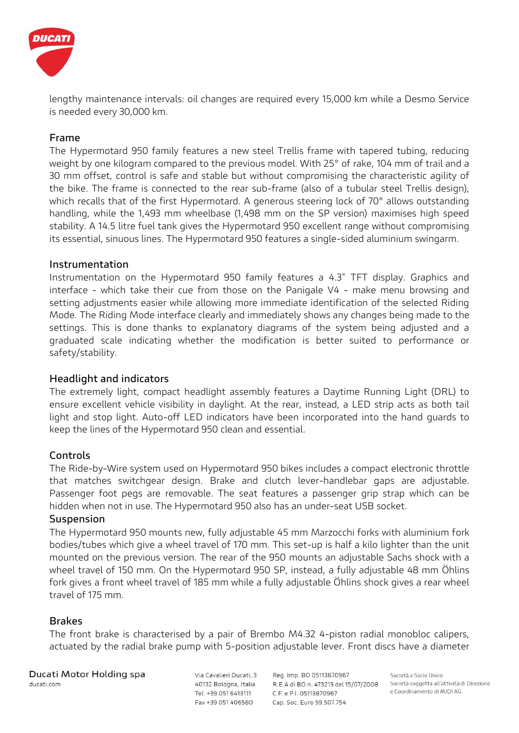lengthy maintenance intervals: oil changes are required every 15,000 km while a Desmo Service is needed every 30,000 km.

## Frame

The Hypermotard 950 family features a new steel Trellis frame with tapered tubing, reducing weight by one kilogram compared to the previous model. With 25° of rake, 104 mm of trail and a 30 mm offset, control is safe and stable but without compromising the characteristic agility of the bike. The frame is connected to the rear sub-frame (also of a tubular steel Trellis design), which recalls that of the first Hypermotard. A generous steering lock of 70° allows outstanding handling, while the 1,493 mm wheelbase (1,498 mm on the SP version) maximises high speed stability. A 14.5 litre fuel tank gives the Hypermotard 950 excellent range without compromising its essential, sinuous lines. The Hypermotard 950 features a single-sided aluminium swingarm.

## Instrumentation

Instrumentation on the Hypermotard 950 family features a 4.3" TFT display. Graphics and interface - which take their cue from those on the Panigale V4 - make menu browsing and setting adjustments easier while allowing more immediate identification of the selected Riding Mode. The Riding Mode interface clearly and immediately shows any changes being made to the settings. This is done thanks to explanatory diagrams of the system being adjusted and a graduated scale indicating whether the modification is better suited to performance or safety/stability.

## Headlight and indicators

The extremely light, compact headlight assembly features a Daytime Running Light (DRL) to ensure excellent vehicle visibility in daylight. At the rear, instead, a LED strip acts as both tail light and stop light. Auto-off LED indicators have been incorporated into the hand guards to keep the lines of the Hypermotard 950 clean and essential.

## Controls

The Ride-by-Wire system used on Hypermotard 950 bikes includes a compact electronic throttle that matches switchgear design. Brake and clutch lever-handlebar gaps are adjustable. Passenger foot pegs are removable. The seat features a passenger grip strap which can be hidden when not in use. The Hypermotard 950 also has an under-seat USB socket.

## Suspension

The Hypermotard 950 mounts new, fully adjustable 45 mm Marzocchi forks with aluminium fork bodies/tubes which give a wheel travel of 170 mm. This set-up is half a kilo lighter than the unit mounted on the previous version. The rear of the 950 mounts an adjustable Sachs shock with a wheel travel of 150 mm. On the Hypermotard 950 SP, instead, a fully adjustable 48 mm Öhlins fork gives a front wheel travel of 185 mm while a fully adjustable Öhlins shock gives a rear wheel travel of 175 mm.

## Brakes

The front brake is characterised by a pair of Brembo M4.32 4-piston radial monobloc calipers, actuated by the radial brake pump with 5-position adjustable lever. Front discs have a diameter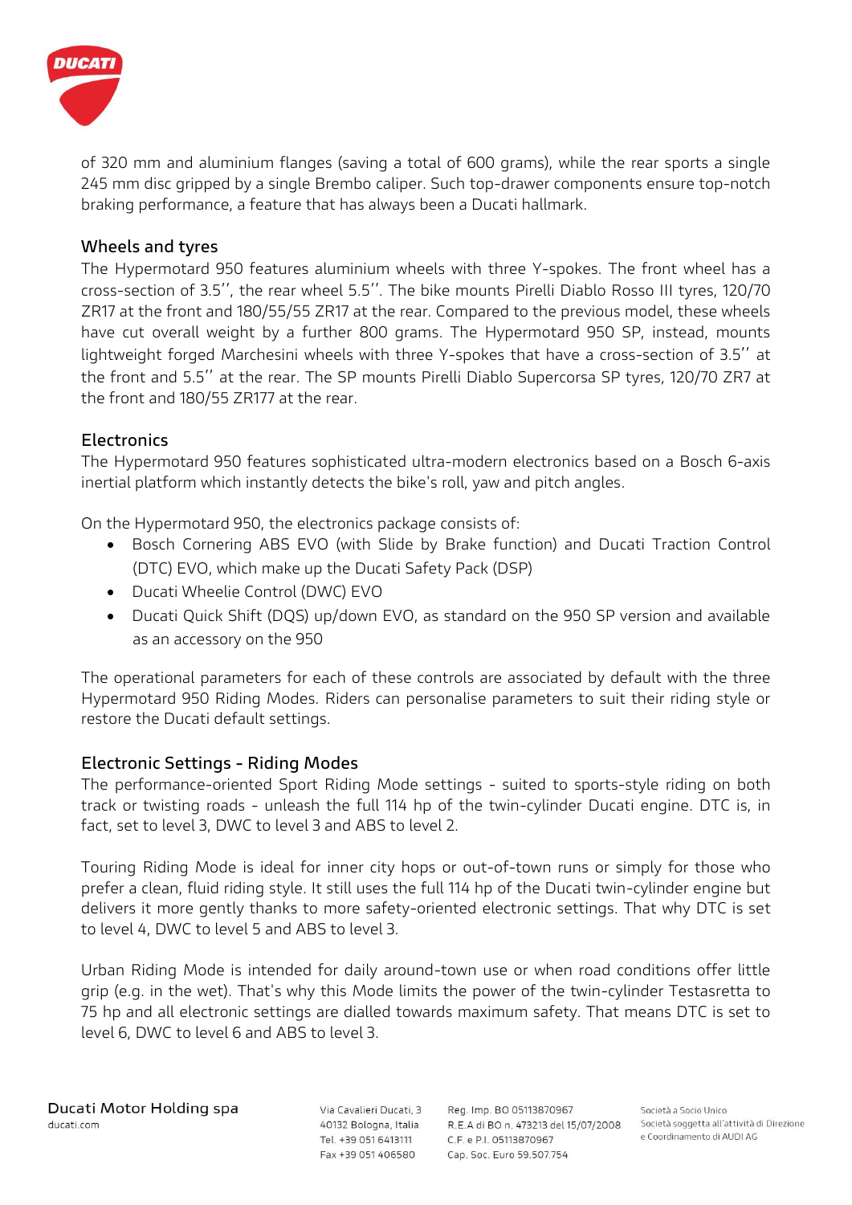of 320 mm and aluminium flanges (saving a total of 600 grams), while the rear sports a single 245 mm disc gripped by a single Brembo caliper. Such top-drawer components ensure top-notch braking performance, a feature that has always been a Ducati hallmark.

### Wheels and tyres

The Hypermotard 950 features aluminium wheels with three Y-spokes. The front wheel has a cross-section of 3.5'', the rear wheel 5.5''. The bike mounts Pirelli Diablo Rosso III tyres, 120/70 ZR17 at the front and 180/55/55 ZR17 at the rear. Compared to the previous model, these wheels have cut overall weight by a further 800 grams. The Hypermotard 950 SP, instead, mounts lightweight forged Marchesini wheels with three Y-spokes that have a cross-section of 3.5'' at the front and 5.5'' at the rear. The SP mounts Pirelli Diablo Supercorsa SP tyres, 120/70 ZR7 at the front and 180/55 ZR177 at the rear.

### Electronics

The Hypermotard 950 features sophisticated ultra-modern electronics based on a Bosch 6-axis inertial platform which instantly detects the bike's roll, yaw and pitch angles.

On the Hypermotard 950, the electronics package consists of:

- Bosch Cornering ABS EVO (with Slide by Brake function) and Ducati Traction Control (DTC) EVO, which make up the Ducati Safety Pack (DSP)
- Ducati Wheelie Control (DWC) EVO
- Ducati Quick Shift (DQS) up/down EVO, as standard on the 950 SP version and available as an accessory on the 950

The operational parameters for each of these controls are associated by default with the three Hypermotard 950 Riding Modes. Riders can personalise parameters to suit their riding style or restore the Ducati default settings.

### Electronic Settings - Riding Modes

The performance-oriented Sport Riding Mode settings - suited to sports-style riding on both track or twisting roads - unleash the full 114 hp of the twin-cylinder Ducati engine. DTC is, in fact, set to level 3, DWC to level 3 and ABS to level 2.

Touring Riding Mode is ideal for inner city hops or out-of-town runs or simply for those who prefer a clean, fluid riding style. It still uses the full 114 hp of the Ducati twin-cylinder engine but delivers it more gently thanks to more safety-oriented electronic settings. That why DTC is set to level 4, DWC to level 5 and ABS to level 3.

Urban Riding Mode is intended for daily around-town use or when road conditions offer little grip (e.g. in the wet). That's why this Mode limits the power of the twin-cylinder Testasretta to 75 hp and all electronic settings are dialled towards maximum safety. That means DTC is set to level 6, DWC to level 6 and ABS to level 3.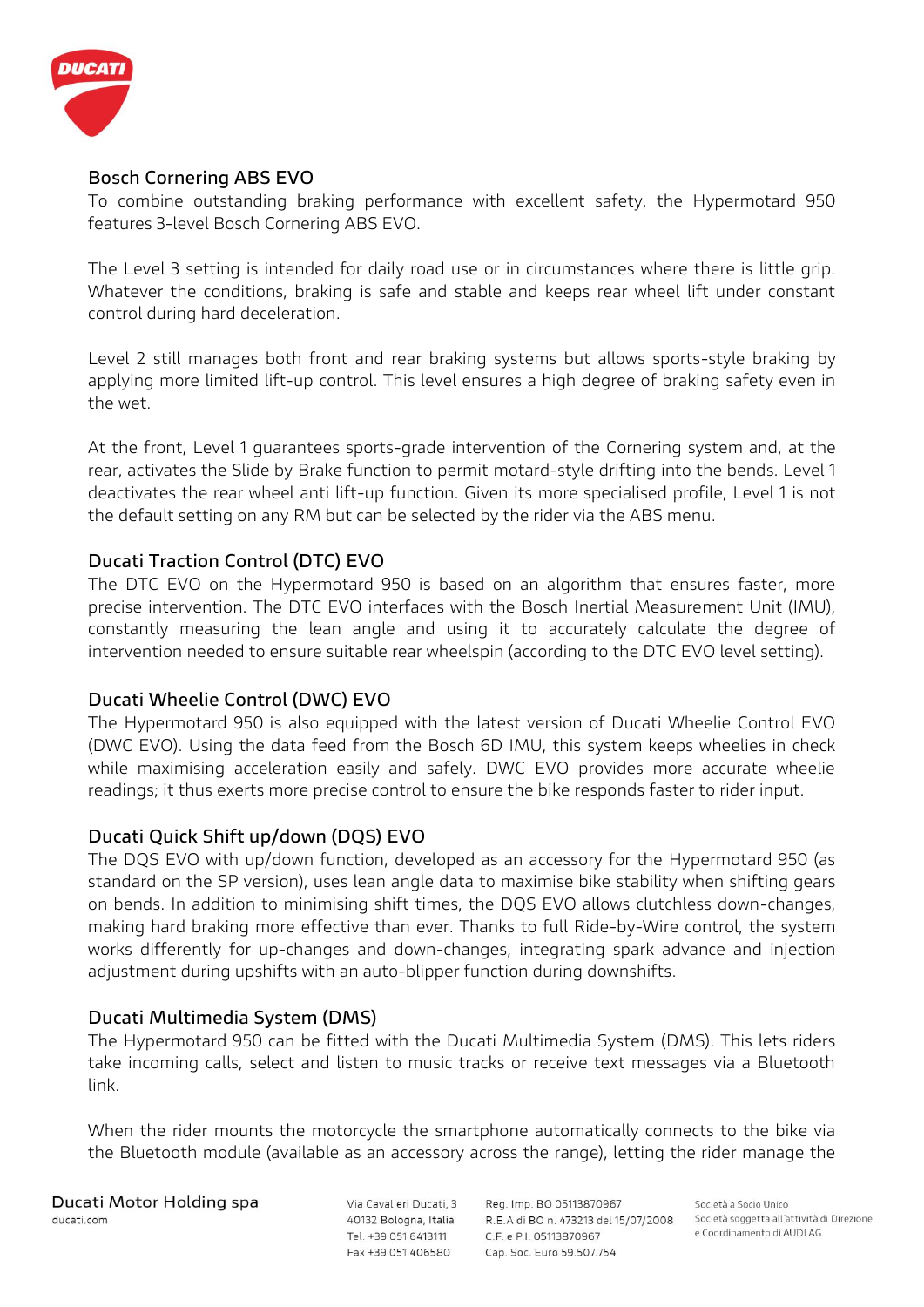## Bosch Cornering ABS EVO

To combine outstanding braking performance with excellent safety, the Hypermotard 950 features 3-level Bosch Cornering ABS EVO.

The Level 3 setting is intended for daily road use or in circumstances where there is little grip. Whatever the conditions, braking is safe and stable and keeps rear wheel lift under constant control during hard deceleration.

Level 2 still manages both front and rear braking systems but allows sports-style braking by applying more limited lift-up control. This level ensures a high degree of braking safety even in the wet.

At the front, Level 1 guarantees sports-grade intervention of the Cornering system and, at the rear, activates the Slide by Brake function to permit motard-style drifting into the bends. Level 1 deactivates the rear wheel anti lift-up function. Given its more specialised profile, Level 1 is not the default setting on any RM but can be selected by the rider via the ABS menu.

## Ducati Traction Control (DTC) EVO

The DTC EVO on the Hypermotard 950 is based on an algorithm that ensures faster, more precise intervention. The DTC EVO interfaces with the Bosch Inertial Measurement Unit (IMU), constantly measuring the lean angle and using it to accurately calculate the degree of intervention needed to ensure suitable rear wheelspin (according to the DTC EVO level setting).

## Ducati Wheelie Control (DWC) EVO

The Hypermotard 950 is also equipped with the latest version of Ducati Wheelie Control EVO (DWC EVO). Using the data feed from the Bosch 6D IMU, this system keeps wheelies in check while maximising acceleration easily and safely. DWC EVO provides more accurate wheelie readings; it thus exerts more precise control to ensure the bike responds faster to rider input.

## Ducati Quick Shift up/down (DQS) EVO

The DQS EVO with up/down function, developed as an accessory for the Hypermotard 950 (as standard on the SP version), uses lean angle data to maximise bike stability when shifting gears on bends. In addition to minimising shift times, the DQS EVO allows clutchless down-changes, making hard braking more effective than ever. Thanks to full Ride-by-Wire control, the system works differently for up-changes and down-changes, integrating spark advance and injection adjustment during upshifts with an auto-blipper function during downshifts.

## Ducati Multimedia System (DMS)

The Hypermotard 950 can be fitted with the Ducati Multimedia System (DMS). This lets riders take incoming calls, select and listen to music tracks or receive text messages via a Bluetooth link.

When the rider mounts the motorcycle the smartphone automatically connects to the bike via the Bluetooth module (available as an accessory across the range), letting the rider manage the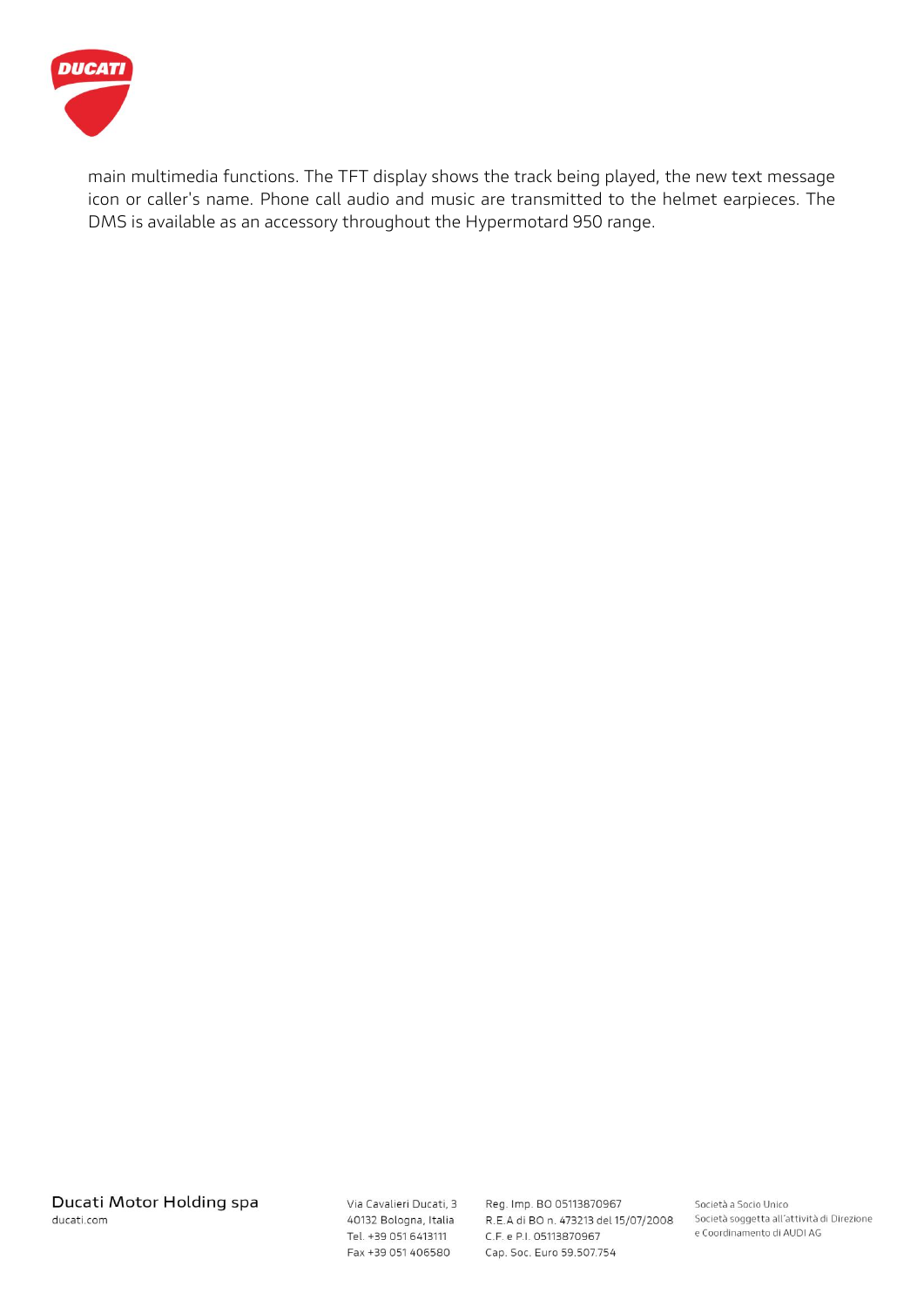main multimedia functions. The TFT display shows the track being played, the new text message icon or caller's name. Phone call audio and music are transmitted to the helmet earpieces. The DMS is available as an accessory throughout the Hypermotard 950 range.